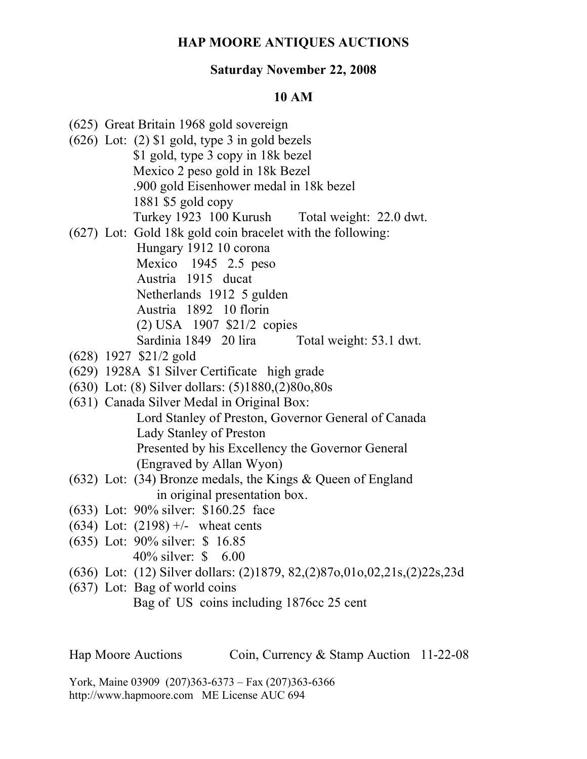# HAP MOORE ANTIQUES AUCTIONS

## Saturday November 22, 2008

## 10 AM

(625) Great Britain 1968 gold sovereign

(626) Lot: (2) $1 gold, type 3 in gold bezels
  $1 gold, type 3 copy in 18k bezel
  Mexico 2 peso gold in 18k Bezel
  .900 gold Eisenhower medal in 18k bezel
  1881 $5 gold copy
  Turkey 1923 100 Kurush   Total weight: 22.0 dwt.

(627) Lot: Gold 18k gold coin bracelet with the following:
  Hungary 1912 10 corona
  Mexico 1945 2.5 peso
  Austria 1915 ducat
  Netherlands 1912 5 gulden
  Austria 1892 10 florin
  (2) USA 1907 $21/2 copies
  Sardinia 1849 20 lira   Total weight: 53.1 dwt.

(628) 1927 $21/2 gold

(629) 1928A $1 Silver Certificate high grade

(630) Lot: (8) Silver dollars: (5)1880,(2)80o,80s

(631) Canada Silver Medal in Original Box:
  Lord Stanley of Preston, Governor General of Canada
  Lady Stanley of Preston
  Presented by his Excellency the Governor General
  (Engraved by Allan Wyon)

(632) Lot: (34) Bronze medals, the Kings & Queen of England
  in original presentation box.

(633) Lot: 90% silver: $160.25 face

(634) Lot: (2198) +/- wheat cents

(635) Lot: 90% silver: $ 16.85
  40% silver: $ 6.00

(636) Lot: (12) Silver dollars: (2)1879, 82,(2)87o,01o,02,21s,(2)22s,23d

(637) Lot: Bag of world coins
  Bag of US coins including 1876cc 25 cent

Hap Moore Auctions   Coin, Currency & Stamp Auction 11-22-08

York, Maine 03909 (207)363-6373 – Fax (207)363-6366
http://www.hapmoore.com ME License AUC 694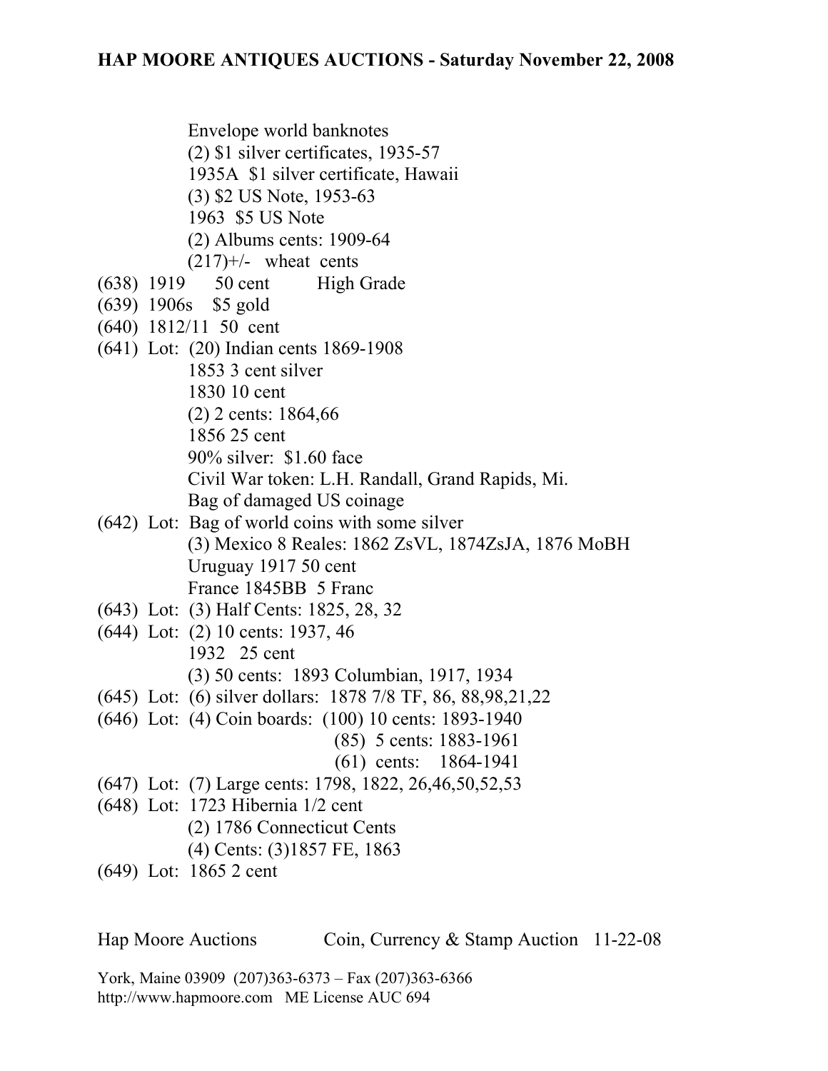Envelope world banknotes
(2) $1 silver certificates, 1935-57
1935A $1 silver certificate, Hawaii
(3) $2 US Note, 1953-63
1963 $5 US Note
(2) Albums cents: 1909-64
(217)+/- wheat cents

(638) 1919 50 cent High Grade

(639) 1906s $5 gold

(640) 1812/11 50 cent

(641) Lot: (20) Indian cents 1869-1908
1853 3 cent silver
1830 10 cent
(2) 2 cents: 1864,66
1856 25 cent
90% silver: $1.60 face
Civil War token: L.H. Randall, Grand Rapids, Mi.
Bag of damaged US coinage

(642) Lot: Bag of world coins with some silver
(3) Mexico 8 Reales: 1862 ZsVL, 1874ZsJA, 1876 MoBH
Uruguay 1917 50 cent
France 1845BB 5 Franc

(643) Lot: (3) Half Cents: 1825, 28, 32

(644) Lot: (2) 10 cents: 1937, 46
1932 25 cent
(3) 50 cents: 1893 Columbian, 1917, 1934

(645) Lot: (6) silver dollars: 1878 7/8 TF, 86, 88,98,21,22

(646) Lot: (4) Coin boards: (100) 10 cents: 1893-1940
(85) 5 cents: 1883-1961
(61) cents: 1864-1941

(647) Lot: (7) Large cents: 1798, 1822, 26,46,50,52,53

(648) Lot: 1723 Hibernia 1/2 cent
(2) 1786 Connecticut Cents
(4) Cents: (3)1857 FE, 1863

(649) Lot: 1865 2 cent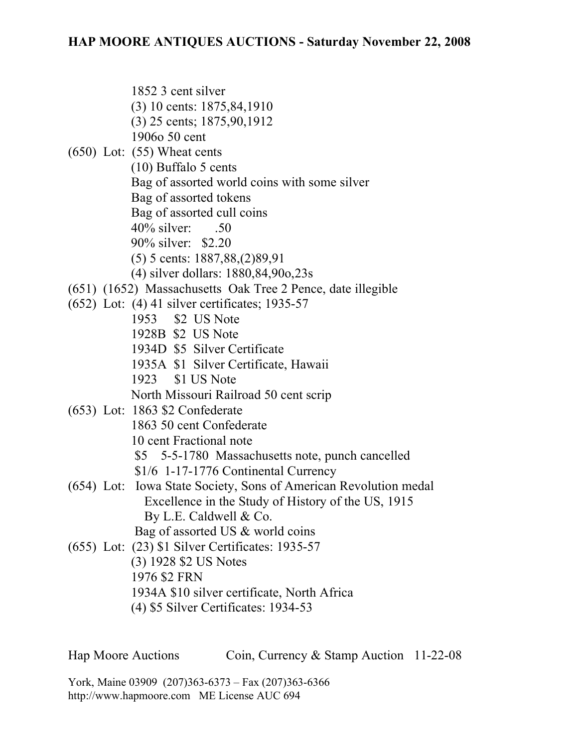1852 3 cent silver
(3) 10 cents: 1875,84,1910
(3) 25 cents; 1875,90,1912
1906o 50 cent

(650) Lot: (55) Wheat cents
(10) Buffalo 5 cents
Bag of assorted world coins with some silver
Bag of assorted tokens
Bag of assorted cull coins
40% silver: .50
90% silver: $2.20
(5) 5 cents: 1887,88,(2)89,91
(4) silver dollars: 1880,84,90o,23s

(651) (1652) Massachusetts Oak Tree 2 Pence, date illegible

(652) Lot: (4) 41 silver certificates; 1935-57
1953 $2 US Note
1928B $2 US Note
1934D $5 Silver Certificate
1935A $1 Silver Certificate, Hawaii
1923 $1 US Note
North Missouri Railroad 50 cent scrip

(653) Lot: 1863 $2 Confederate
1863 50 cent Confederate
10 cent Fractional note
$5 5-5-1780 Massachusetts note, punch cancelled
$1/6 1-17-1776 Continental Currency

(654) Lot: Iowa State Society, Sons of American Revolution medal
Excellence in the Study of History of the US, 1915
By L.E. Caldwell & Co.
Bag of assorted US & world coins

(655) Lot: (23) $1 Silver Certificates: 1935-57
(3) 1928 $2 US Notes
1976 $2 FRN
1934A $10 silver certificate, North Africa
(4) $5 Silver Certificates: 1934-53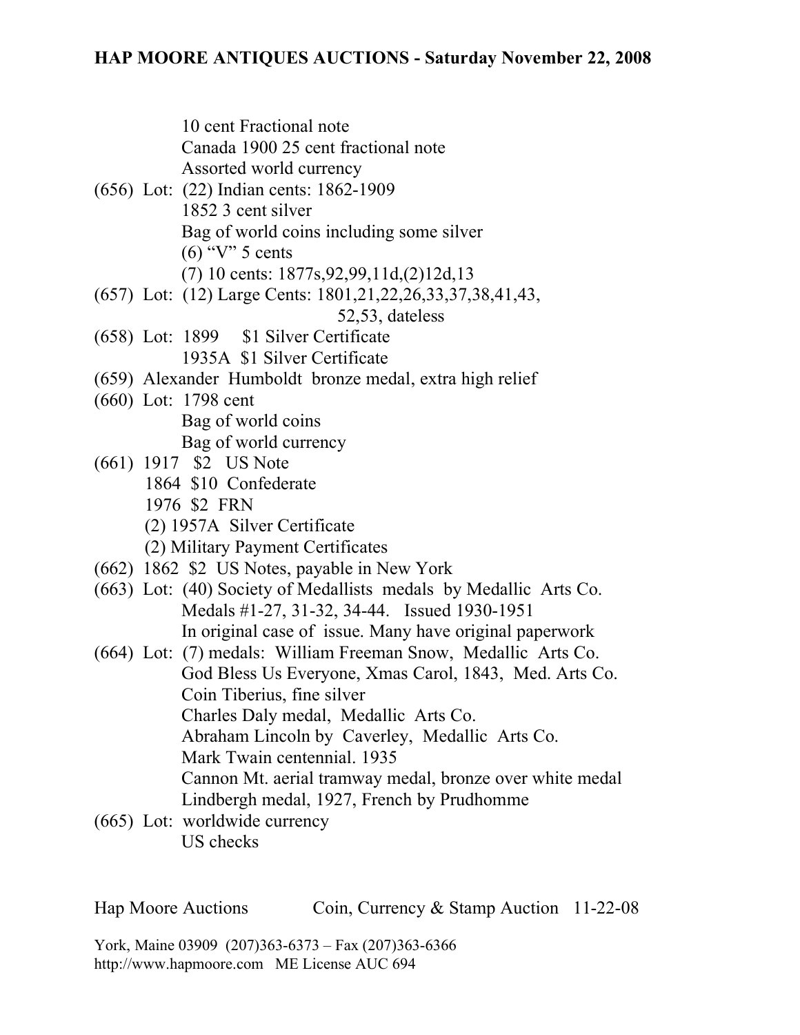10 cent Fractional note
Canada 1900 25 cent fractional note
Assorted world currency

(656) Lot: (22) Indian cents: 1862-1909
1852 3 cent silver
Bag of world coins including some silver
(6) “V” 5 cents
(7) 10 cents: 1877s,92,99,11d,(2)12d,13

(657) Lot: (12) Large Cents: 1801,21,22,26,33,37,38,41,43,
52,53, dateless

(658) Lot: 1899 $1 Silver Certificate
1935A $1 Silver Certificate

(659) Alexander Humboldt bronze medal, extra high relief

(660) Lot: 1798 cent
Bag of world coins
Bag of world currency

(661) 1917 $2 US Note
1864 $10 Confederate
1976 $2 FRN
(2) 1957A Silver Certificate
(2) Military Payment Certificates

(662) 1862 $2 US Notes, payable in New York

(663) Lot: (40) Society of Medallists medals by Medallic Arts Co.
Medals #1-27, 31-32, 34-44. Issued 1930-1951
In original case of issue. Many have original paperwork

(664) Lot: (7) medals: William Freeman Snow, Medallic Arts Co.
God Bless Us Everyone, Xmas Carol, 1843, Med. Arts Co.
Coin Tiberius, fine silver
Charles Daly medal, Medallic Arts Co.
Abraham Lincoln by Caverley, Medallic Arts Co.
Mark Twain centennial. 1935
Cannon Mt. aerial tramway medal, bronze over white medal
Lindbergh medal, 1927, French by Prudhomme

(665) Lot: worldwide currency
US checks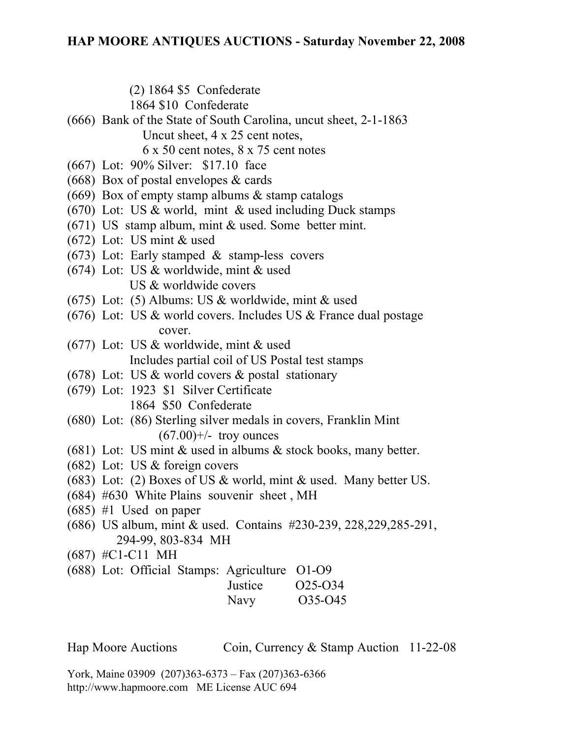(2) 1864 $5 Confederate
1864 $10 Confederate

(666) Bank of the State of South Carolina, uncut sheet, 2-1-1863
Uncut sheet, 4 x 25 cent notes,
6 x 50 cent notes, 8 x 75 cent notes

(667) Lot: 90% Silver: $17.10 face

(668) Box of postal envelopes & cards

(669) Box of empty stamp albums & stamp catalogs

(670) Lot: US & world, mint & used including Duck stamps

(671) US stamp album, mint & used. Some better mint.

(672) Lot: US mint & used

(673) Lot: Early stamped & stamp-less covers

(674) Lot: US & worldwide, mint & used
US & worldwide covers

(675) Lot: (5) Albums: US & worldwide, mint & used

(676) Lot: US & world covers. Includes US & France dual postage cover.

(677) Lot: US & worldwide, mint & used
Includes partial coil of US Postal test stamps

(678) Lot: US & world covers & postal stationary

(679) Lot: 1923 $1 Silver Certificate
1864 $50 Confederate

(680) Lot: (86) Sterling silver medals in covers, Franklin Mint
(67.00)+/- troy ounces

(681) Lot: US mint & used in albums & stock books, many better.

(682) Lot: US & foreign covers

(683) Lot: (2) Boxes of US & world, mint & used. Many better US.

(684) #630 White Plains souvenir sheet , MH

(685) #1 Used on paper

(686) US album, mint & used. Contains #230-239, 228,229,285-291, 294-99, 803-834 MH

(687) #C1-C11 MH

(688) Lot: Official Stamps: Agriculture O1-O9
Justice O25-O34
Navy O35-O45

Hap Moore Auctions Coin, Currency & Stamp Auction 11-22-08

York, Maine 03909 (207)363-6373 – Fax (207)363-6366
http://www.hapmoore.com ME License AUC 694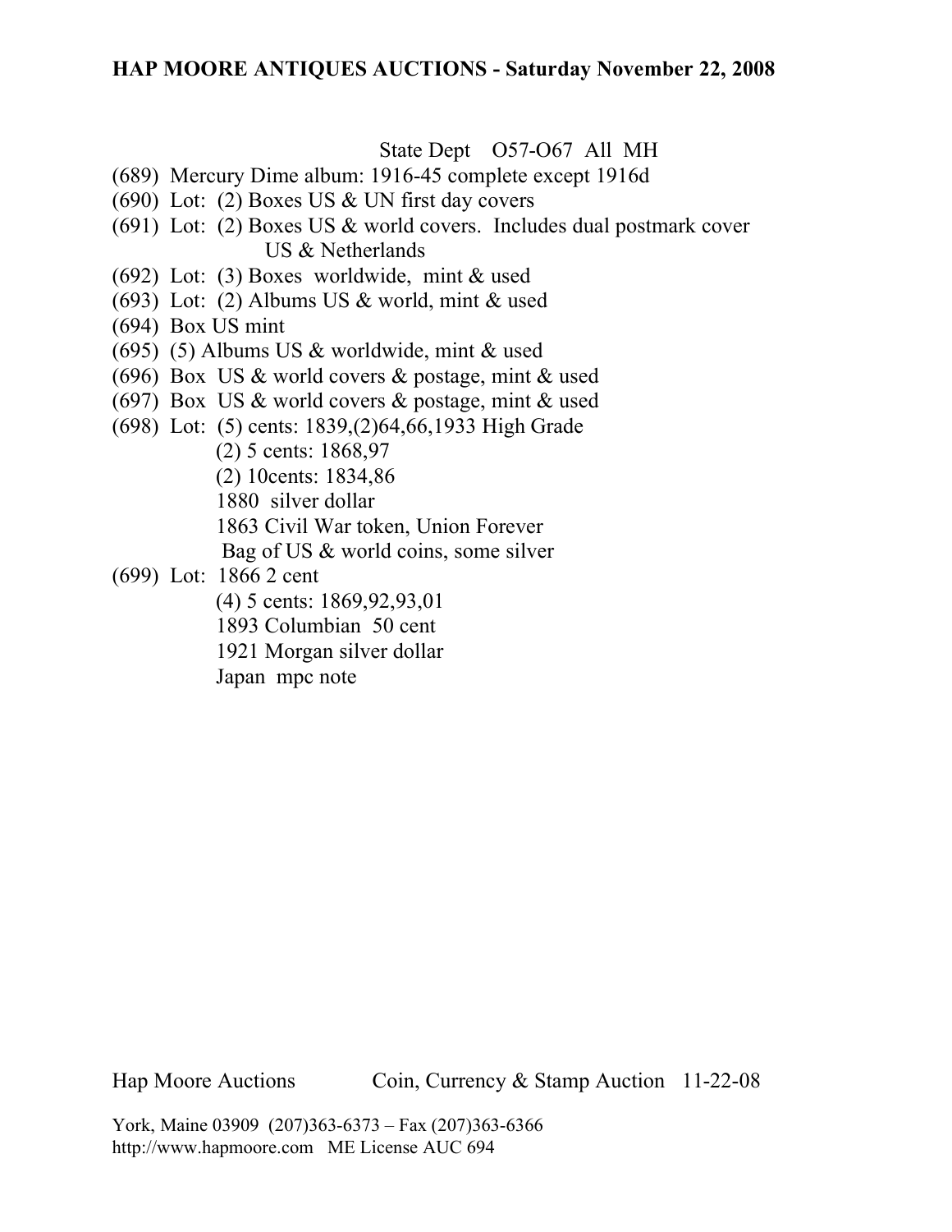State Dept O57-O67 All MH

(689) Mercury Dime album: 1916-45 complete except 1916d

(690) Lot: (2) Boxes US & UN first day covers

(691) Lot: (2) Boxes US & world covers. Includes dual postmark cover US & Netherlands

(692) Lot: (3) Boxes worldwide, mint & used

(693) Lot: (2) Albums US & world, mint & used

(694) Box US mint

(695) (5) Albums US & worldwide, mint & used

(696) Box US & world covers & postage, mint & used

(697) Box US & world covers & postage, mint & used

(698) Lot: (5) cents: 1839,(2)64,66,1933 High Grade
(2) 5 cents: 1868,97
(2) 10cents: 1834,86
1880 silver dollar
1863 Civil War token, Union Forever
Bag of US & world coins, some silver

(699) Lot: 1866 2 cent
(4) 5 cents: 1869,92,93,01
1893 Columbian 50 cent
1921 Morgan silver dollar
Japan mpc note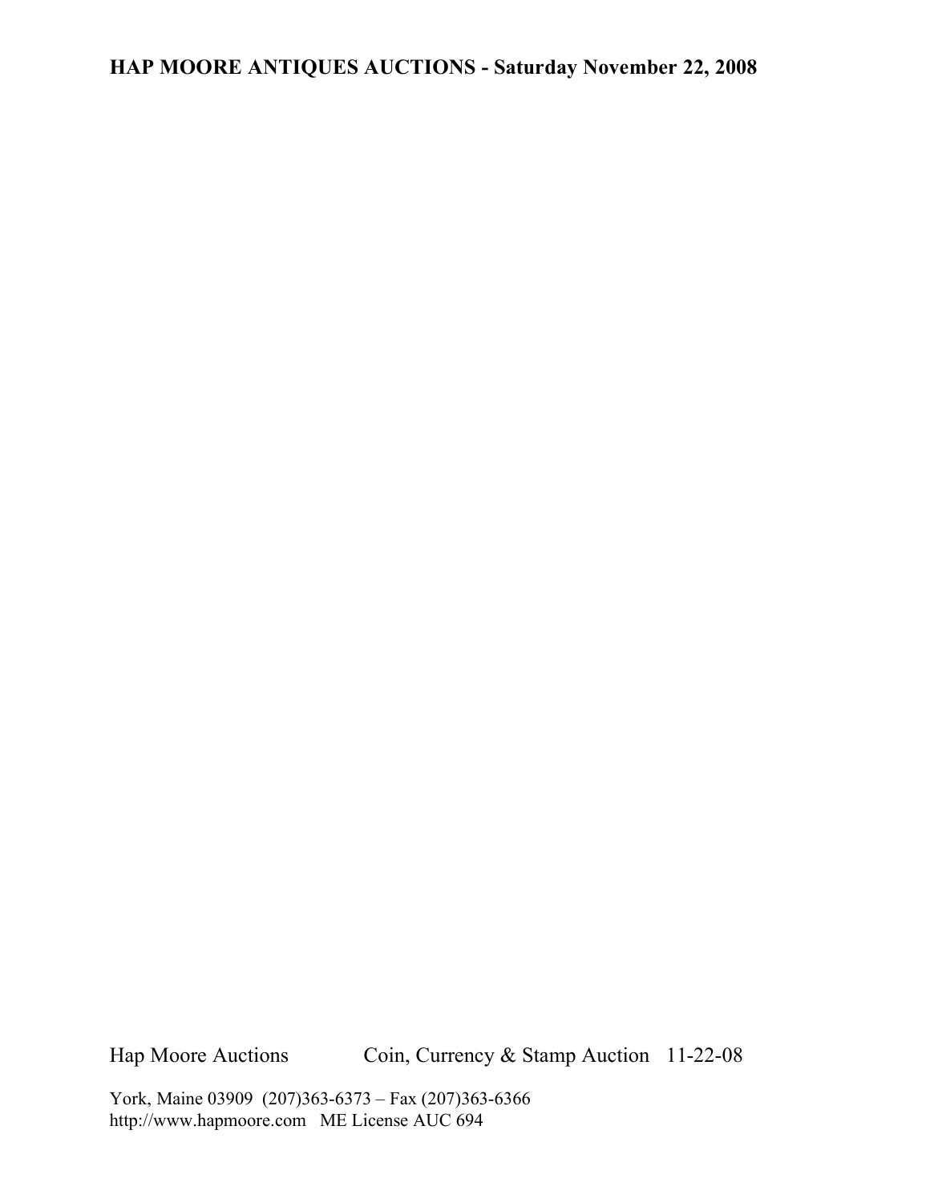Hap Moore Auctions Coin, Currency & Stamp Auction 11-22-08

York, Maine 03909 (207)363-6373 – Fax (207)363-6366
http://www.hapmoore.com ME License AUC 694